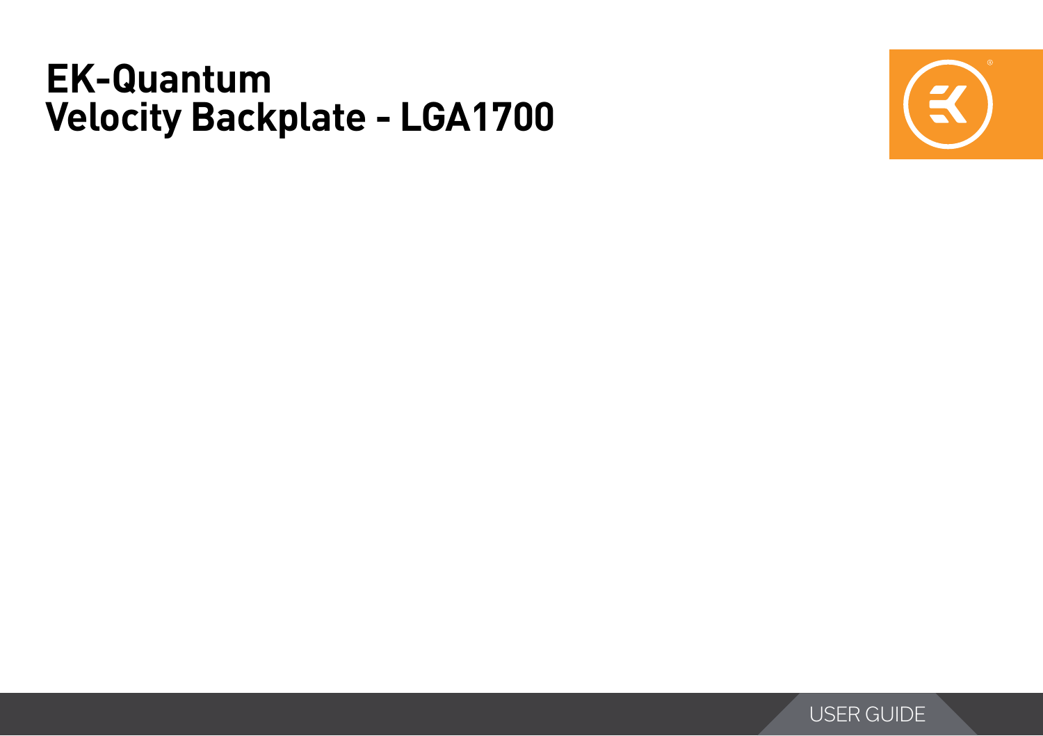# EK-Quantum Velocity Backplate - LGA1700

USER GUIDE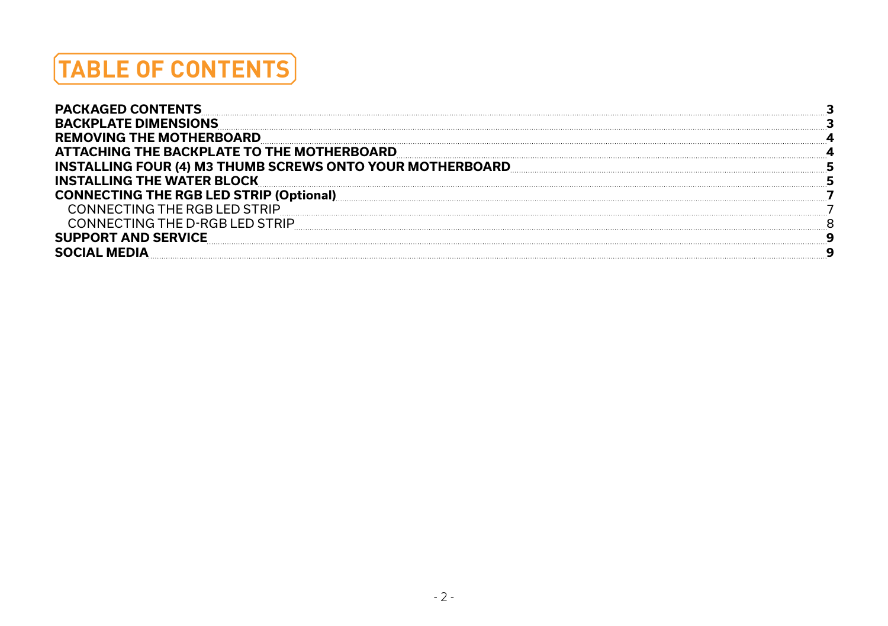# TABLE OF CONTENTS

| | |
|---|---|
| **PACKAGED CONTENTS** | **3** |
| **BACKPLATE DIMENSIONS** | **3** |
| **REMOVING THE MOTHERBOARD** | **4** |
| **ATTACHING THE BACKPLATE TO THE MOTHERBOARD** | **4** |
| **INSTALLING FOUR (4) M3 THUMB SCREWS ONTO YOUR MOTHERBOARD** | **5** |
| **INSTALLING THE WATER BLOCK** | **5** |
| **CONNECTING THE RGB LED STRIP (Optional)** | **7** |
| CONNECTING THE RGB LED STRIP | 7 |
| CONNECTING THE D-RGB LED STRIP | 8 |
| **SUPPORT AND SERVICE** | **9** |
| **SOCIAL MEDIA** | **9** |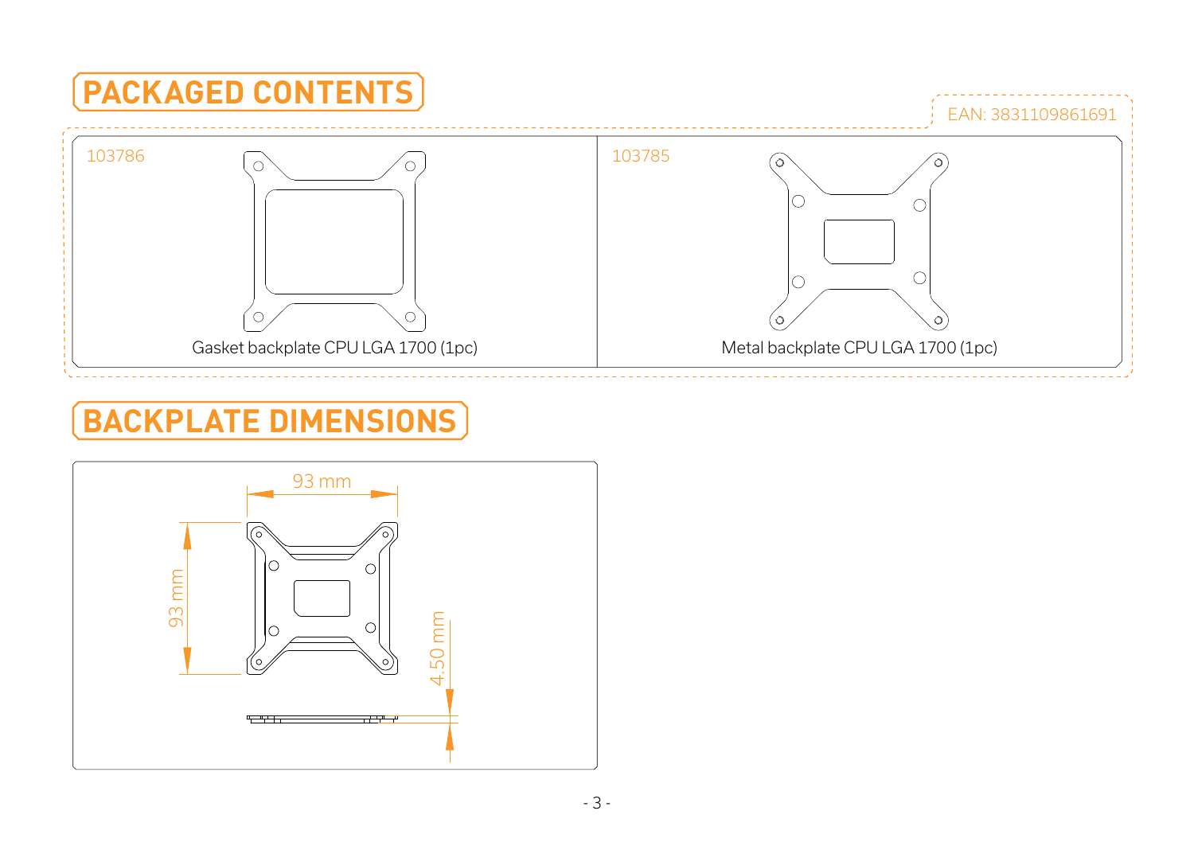## PACKAGED CONTENTS

EAN: 3831109861691

103786

Gasket backplate CPU LGA 1700 (1pc)

103785

Metal backplate CPU LGA 1700 (1pc)

## BACKPLATE DIMENSIONS

93 mm

93 mm

4.50 mm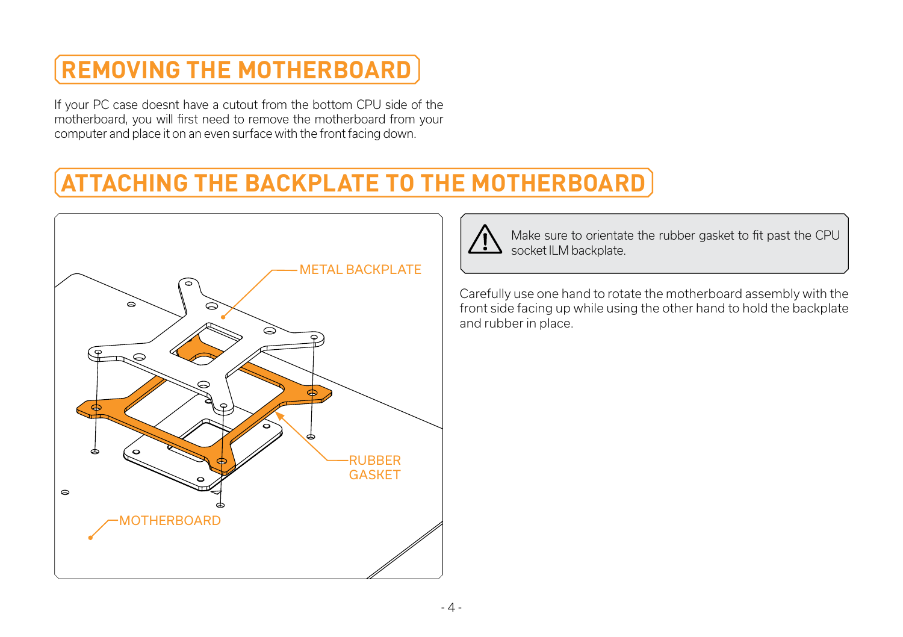# REMOVING THE MOTHERBOARD

If your PC case doesnt have a cutout from the bottom CPU side of the motherboard, you will first need to remove the motherboard from your computer and place it on an even surface with the front facing down.

# ATTACHING THE BACKPLATE TO THE MOTHERBOARD

METAL BACKPLATE

RUBBER GASKET

MOTHERBOARD

⚠ Make sure to orientate the rubber gasket to fit past the CPU socket ILM backplate.

Carefully use one hand to rotate the motherboard assembly with the front side facing up while using the other hand to hold the backplate and rubber in place.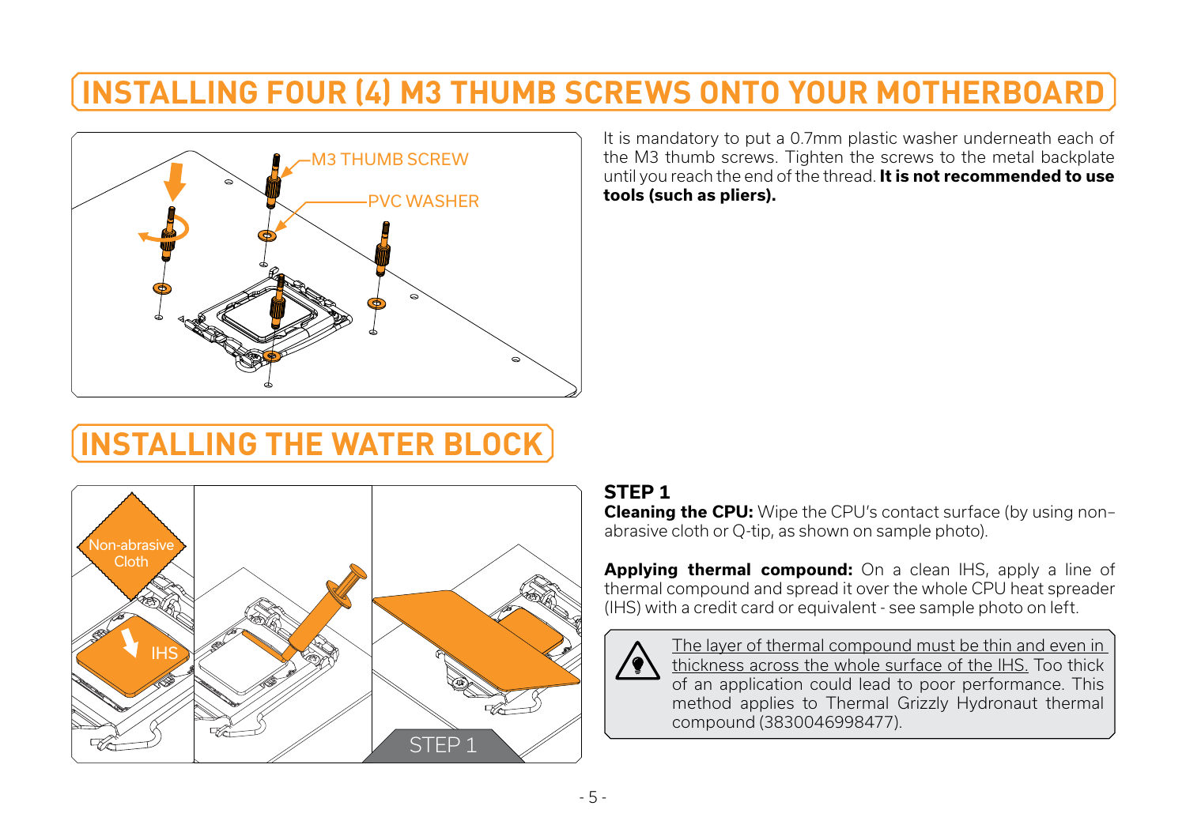# INSTALLING FOUR (4) M3 THUMB SCREWS ONTO YOUR MOTHERBOARD

It is mandatory to put a 0.7mm plastic washer underneath each of the M3 thumb screws. Tighten the screws to the metal backplate until you reach the end of the thread. **It is not recommended to use tools (such as pliers).**

# INSTALLING THE WATER BLOCK

**STEP 1**

**Cleaning the CPU:** Wipe the CPU's contact surface (by using non-abrasive cloth or Q-tip, as shown on sample photo).

**Applying thermal compound:** On a clean IHS, apply a line of thermal compound and spread it over the whole CPU heat spreader (IHS) with a credit card or equivalent - see sample photo on left.

> The layer of thermal compound must be thin and even in thickness across the whole surface of the IHS. Too thick of an application could lead to poor performance. This method applies to Thermal Grizzly Hydronaut thermal compound (3830046998477).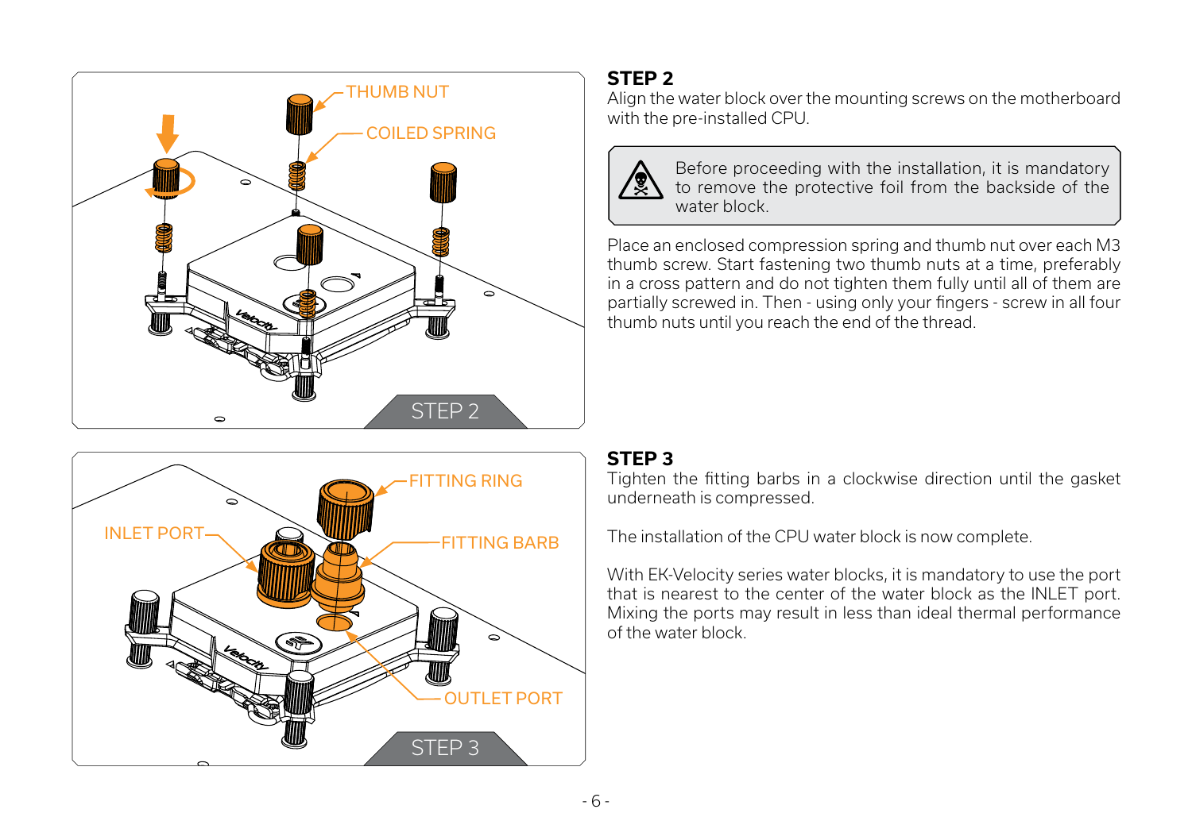## STEP 2

Align the water block over the mounting screws on the motherboard with the pre-installed CPU.

> Before proceeding with the installation, it is mandatory to remove the protective foil from the backside of the water block.

Place an enclosed compression spring and thumb nut over each M3 thumb screw. Start fastening two thumb nuts at a time, preferably in a cross pattern and do not tighten them fully until all of them are partially screwed in. Then - using only your fingers - screw in all four thumb nuts until you reach the end of the thread.

## STEP 3

Tighten the fitting barbs in a clockwise direction until the gasket underneath is compressed.

The installation of the CPU water block is now complete.

With EK-Velocity series water blocks, it is mandatory to use the port that is nearest to the center of the water block as the INLET port. Mixing the ports may result in less than ideal thermal performance of the water block.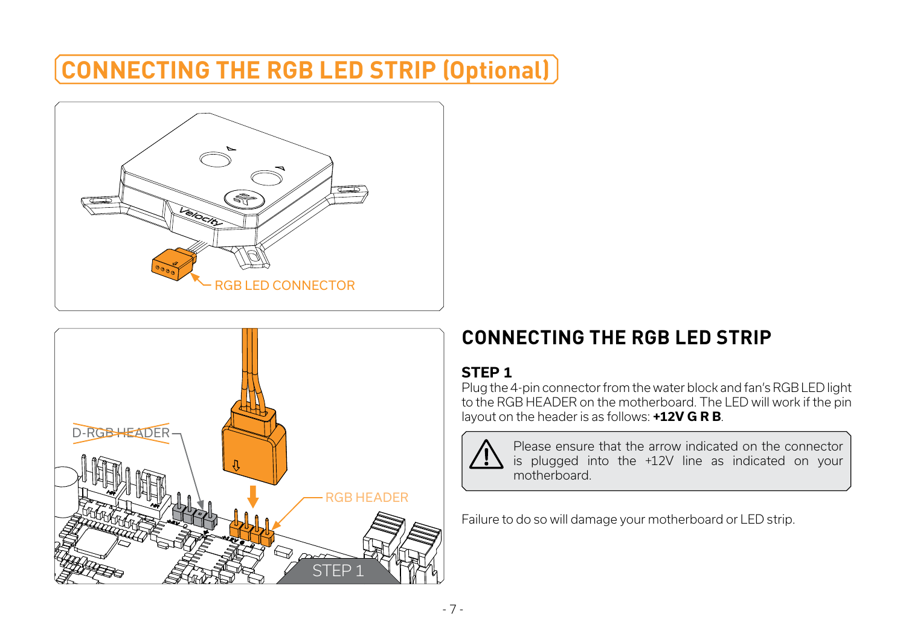# CONNECTING THE RGB LED STRIP (Optional)

RGB LED CONNECTOR

D-RGB HEADER

RGB HEADER

STEP 1

## CONNECTING THE RGB LED STRIP

### STEP 1

Plug the 4-pin connector from the water block and fan's RGB LED light to the RGB HEADER on the motherboard. The LED will work if the pin layout on the header is as follows: **+12V G R B**.

> Please ensure that the arrow indicated on the connector is plugged into the +12V line as indicated on your motherboard.

Failure to do so will damage your motherboard or LED strip.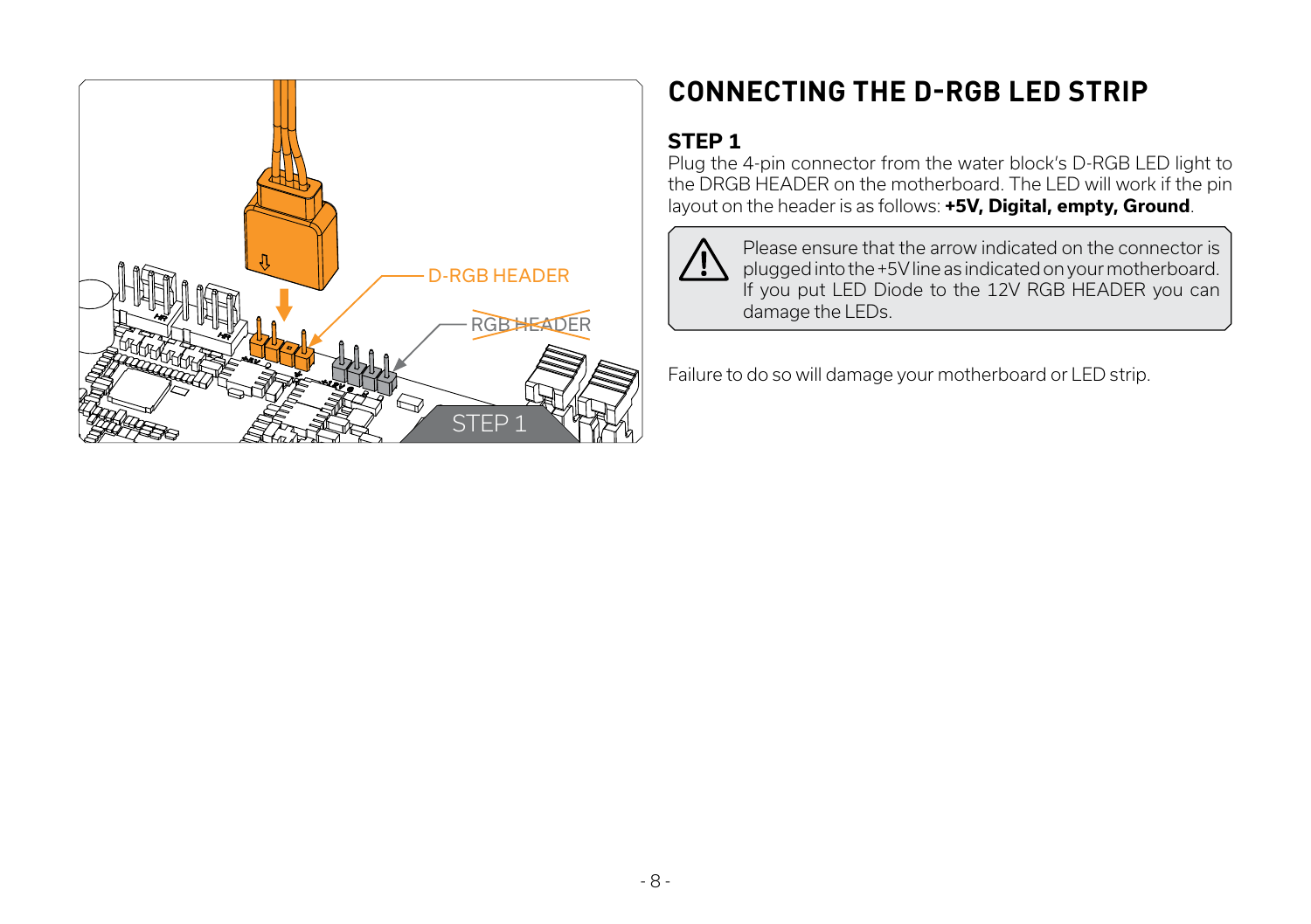# CONNECTING THE D-RGB LED STRIP

### STEP 1

Plug the 4-pin connector from the water block's D-RGB LED light to the DRGB HEADER on the motherboard. The LED will work if the pin layout on the header is as follows: **+5V, Digital, empty, Ground**.

> ⚠ Please ensure that the arrow indicated on the connector is plugged into the +5V line as indicated on your motherboard. If you put LED Diode to the 12V RGB HEADER you can damage the LEDs.

Failure to do so will damage your motherboard or LED strip.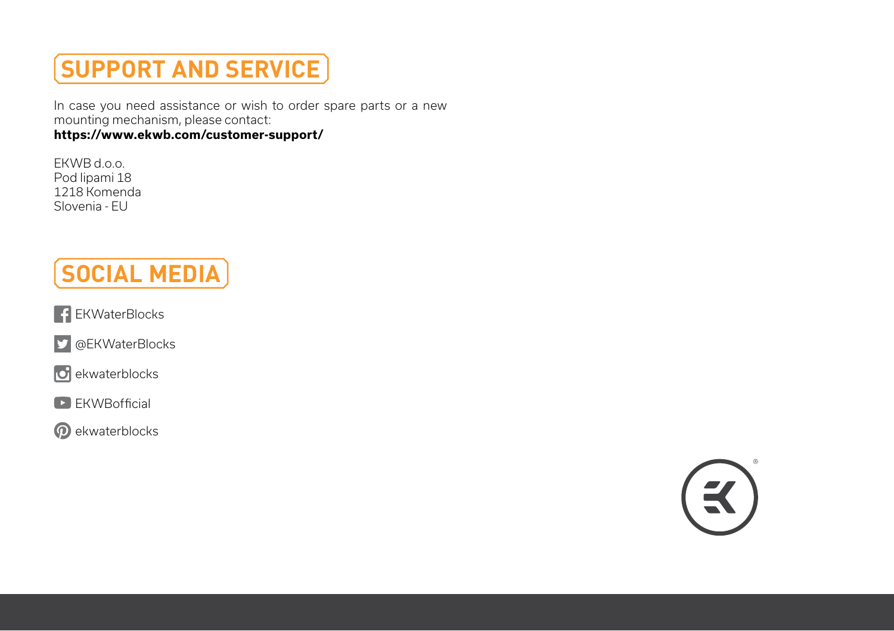## SUPPORT AND SERVICE

In case you need assistance or wish to order spare parts or a new mounting mechanism, please contact:
**https://www.ekwb.com/customer-support/**

EKWB d.o.o.
Pod lipami 18
1218 Komenda
Slovenia - EU

## SOCIAL MEDIA

EKWaterBlocks

@EKWaterBlocks

ekwaterblocks

EKWBofficial

ekwaterblocks